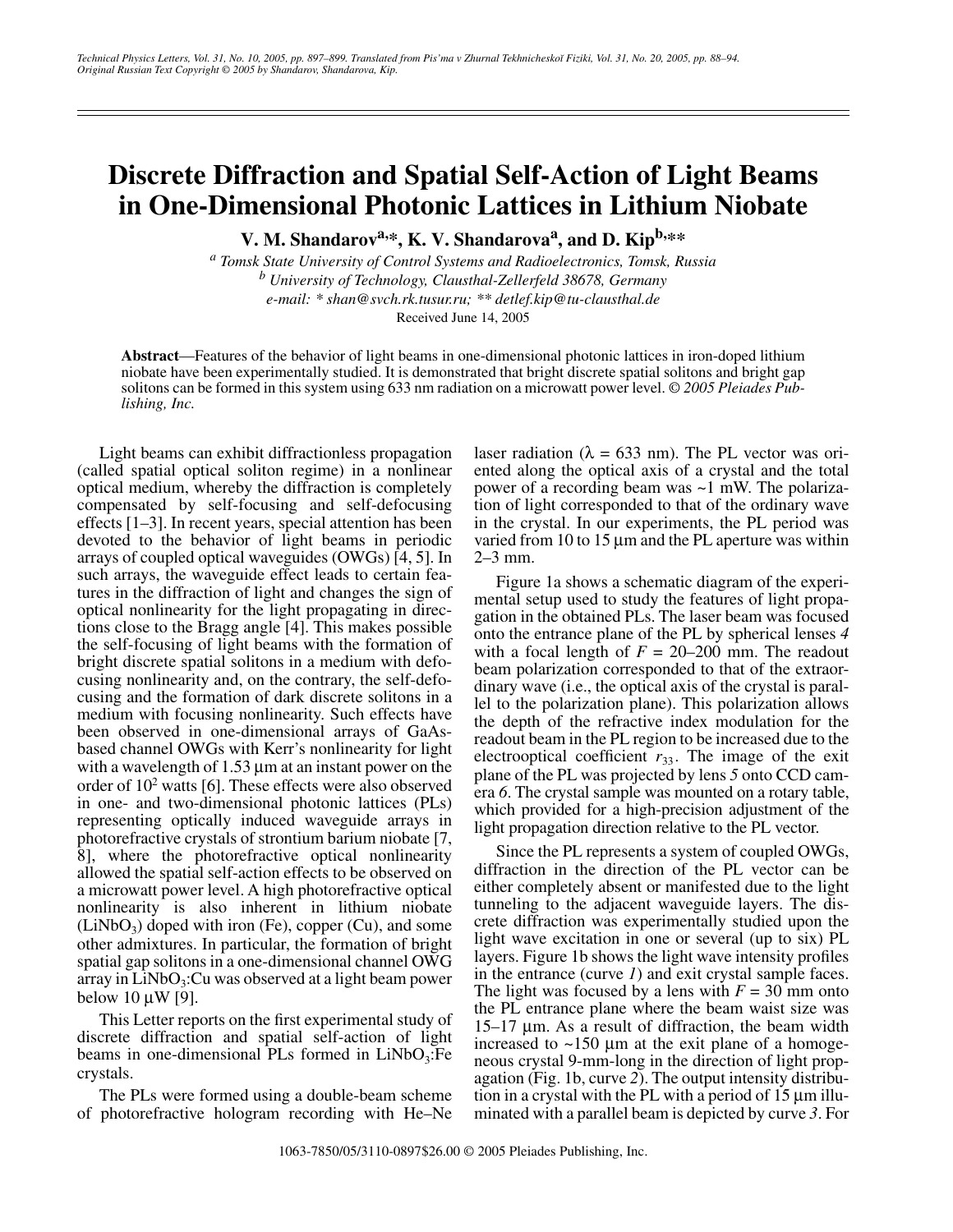# Discrete Diffraction and Spatial Self-Action of Light Beams in One-Dimensional Photonic Lattices in Lithium Niobate

**V. M. Shandarov[a,*], K. V. Shandarova[a], and D. Kip[b,**]**

*[a] Tomsk State University of Control Systems and Radioelectronics, Tomsk, Russia*
*[b] University of Technology, Clausthal-Zellerfeld 38678, Germany*
*e-mail: * shan@svch.rk.tusur.ru; ** detlef.kip@tu-clausthal.de*

Received June 14, 2005

**Abstract**—Features of the behavior of light beams in one-dimensional photonic lattices in iron-doped lithium niobate have been experimentally studied. It is demonstrated that bright discrete spatial solitons and bright gap solitons can be formed in this system using 633 nm radiation on a microwatt power level. *© 2005 Pleiades Publishing, Inc.*

Light beams can exhibit diffractionless propagation (called spatial optical soliton regime) in a nonlinear optical medium, whereby the diffraction is completely compensated by self-focusing and self-defocusing effects [1–3]. In recent years, special attention has been devoted to the behavior of light beams in periodic arrays of coupled optical waveguides (OWGs) [4, 5]. In such arrays, the waveguide effect leads to certain features in the diffraction of light and changes the sign of optical nonlinearity for the light propagating in directions close to the Bragg angle [4]. This makes possible the self-focusing of light beams with the formation of bright discrete spatial solitons in a medium with defocusing nonlinearity and, on the contrary, the self-defocusing and the formation of dark discrete solitons in a medium with focusing nonlinearity. Such effects have been observed in one-dimensional arrays of GaAs-based channel OWGs with Kerr's nonlinearity for light with a wavelength of 1.53 μm at an instant power on the order of $10^2$ watts [6]. These effects were also observed in one- and two-dimensional photonic lattices (PLs) representing optically induced waveguide arrays in photorefractive crystals of strontium barium niobate [7, 8], where the photorefractive optical nonlinearity allowed the spatial self-action effects to be observed on a microwatt power level. A high photorefractive optical nonlinearity is also inherent in lithium niobate ($LiNbO_3$) doped with iron (Fe), copper (Cu), and some other admixtures. In particular, the formation of bright spatial gap solitons in a one-dimensional channel OWG array in $LiNbO_3$:Cu was observed at a light beam power below 10 μW [9].

This Letter reports on the first experimental study of discrete diffraction and spatial self-action of light beams in one-dimensional PLs formed in $LiNbO_3$:Fe crystals.

The PLs were formed using a double-beam scheme of photorefractive hologram recording with He–Ne laser radiation (λ = 633 nm). The PL vector was oriented along the optical axis of a crystal and the total power of a recording beam was ~1 mW. The polarization of light corresponded to that of the ordinary wave in the crystal. In our experiments, the PL period was varied from 10 to 15 μm and the PL aperture was within 2–3 mm.

Figure 1a shows a schematic diagram of the experimental setup used to study the features of light propagation in the obtained PLs. The laser beam was focused onto the entrance plane of the PL by spherical lenses *4* with a focal length of $F$ = 20–200 mm. The readout beam polarization corresponded to that of the extraordinary wave (i.e., the optical axis of the crystal is parallel to the polarization plane). This polarization allows the depth of the refractive index modulation for the readout beam in the PL region to be increased due to the electrooptical coefficient $r_{33}$. The image of the exit plane of the PL was projected by lens *5* onto CCD camera *6*. The crystal sample was mounted on a rotary table, which provided for a high-precision adjustment of the light propagation direction relative to the PL vector.

Since the PL represents a system of coupled OWGs, diffraction in the direction of the PL vector can be either completely absent or manifested due to the light tunneling to the adjacent waveguide layers. The discrete diffraction was experimentally studied upon the light wave excitation in one or several (up to six) PL layers. Figure 1b shows the light wave intensity profiles in the entrance (curve *1*) and exit crystal sample faces. The light was focused by a lens with $F$ = 30 mm onto the PL entrance plane where the beam waist size was 15–17 μm. As a result of diffraction, the beam width increased to ~150 μm at the exit plane of a homogeneous crystal 9-mm-long in the direction of light propagation (Fig. 1b, curve *2*). The output intensity distribution in a crystal with the PL with a period of 15 μm illuminated with a parallel beam is depicted by curve *3*. For

1063-7850/05/3110-0897$26.00 © 2005 Pleiades Publishing, Inc.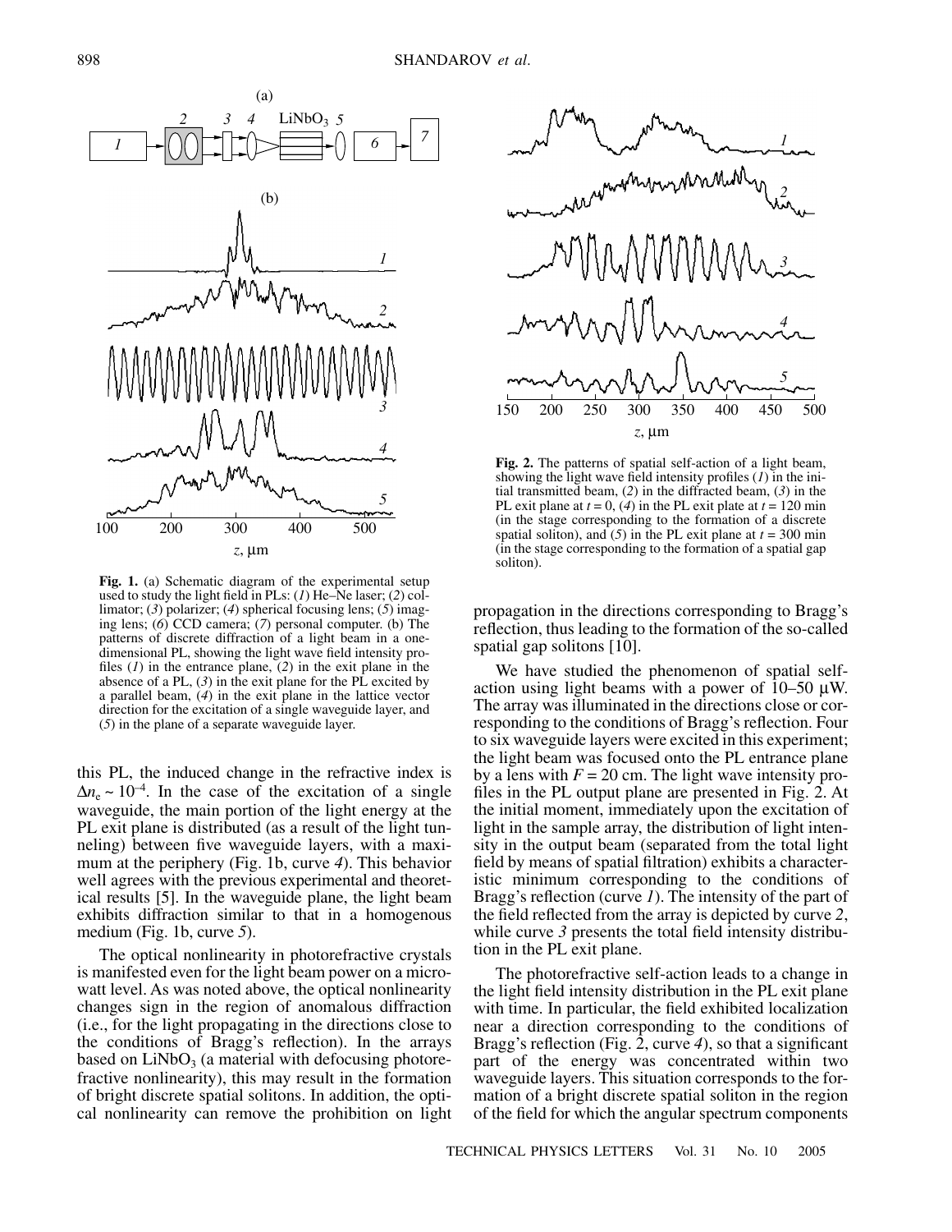**Fig. 1.** (a) Schematic diagram of the experimental setup used to study the light field in PLs: (*1*) He–Ne laser; (*2*) collimator; (*3*) polarizer; (*4*) spherical focusing lens; (*5*) imaging lens; (*6*) CCD camera; (*7*) personal computer. (b) The patterns of discrete diffraction of a light beam in a one-dimensional PL, showing the light wave field intensity profiles (*1*) in the entrance plane, (*2*) in the exit plane in the absence of a PL, (*3*) in the exit plane for the PL excited by a parallel beam, (*4*) in the exit plane in the lattice vector direction for the excitation of a single waveguide layer, and (*5*) in the plane of a separate waveguide layer.

this PL, the induced change in the refractive index is $\Delta n_e \sim 10^{-4}$. In the case of the excitation of a single waveguide, the main portion of the light energy at the PL exit plane is distributed (as a result of the light tunneling) between five waveguide layers, with a maximum at the periphery (Fig. 1b, curve *4*). This behavior well agrees with the previous experimental and theoretical results [5]. In the waveguide plane, the light beam exhibits diffraction similar to that in a homogenous medium (Fig. 1b, curve *5*).

The optical nonlinearity in photorefractive crystals is manifested even for the light beam power on a microwatt level. As was noted above, the optical nonlinearity changes sign in the region of anomalous diffraction (i.e., for the light propagating in the directions close to the conditions of Bragg's reflection). In the arrays based on $LiNbO_3$ (a material with defocusing photorefractive nonlinearity), this may result in the formation of bright discrete spatial solitons. In addition, the optical nonlinearity can remove the prohibition on light propagation in the directions corresponding to Bragg's reflection, thus leading to the formation of the so-called spatial gap solitons [10].

**Fig. 2.** The patterns of spatial self-action of a light beam, showing the light wave field intensity profiles (*1*) in the initial transmitted beam, (*2*) in the diffracted beam, (*3*) in the PL exit plane at $t = 0$, (*4*) in the PL exit plate at $t = 120$ min (in the stage corresponding to the formation of a discrete spatial soliton), and (*5*) in the PL exit plane at $t = 300$ min (in the stage corresponding to the formation of a spatial gap soliton).

We have studied the phenomenon of spatial self-action using light beams with a power of 10–50 μW. The array was illuminated in the directions close or corresponding to the conditions of Bragg's reflection. Four to six waveguide layers were excited in this experiment; the light beam was focused onto the PL entrance plane by a lens with $F = 20$ cm. The light wave intensity profiles in the PL output plane are presented in Fig. 2. At the initial moment, immediately upon the excitation of light in the sample array, the distribution of light intensity in the output beam (separated from the total light field by means of spatial filtration) exhibits a characteristic minimum corresponding to the conditions of Bragg's reflection (curve *1*). The intensity of the part of the field reflected from the array is depicted by curve *2*, while curve *3* presents the total field intensity distribution in the PL exit plane.

The photorefractive self-action leads to a change in the light field intensity distribution in the PL exit plane with time. In particular, the field exhibited localization near a direction corresponding to the conditions of Bragg's reflection (Fig. 2, curve *4*), so that a significant part of the energy was concentrated within two waveguide layers. This situation corresponds to the formation of a bright discrete spatial soliton in the region of the field for which the angular spectrum components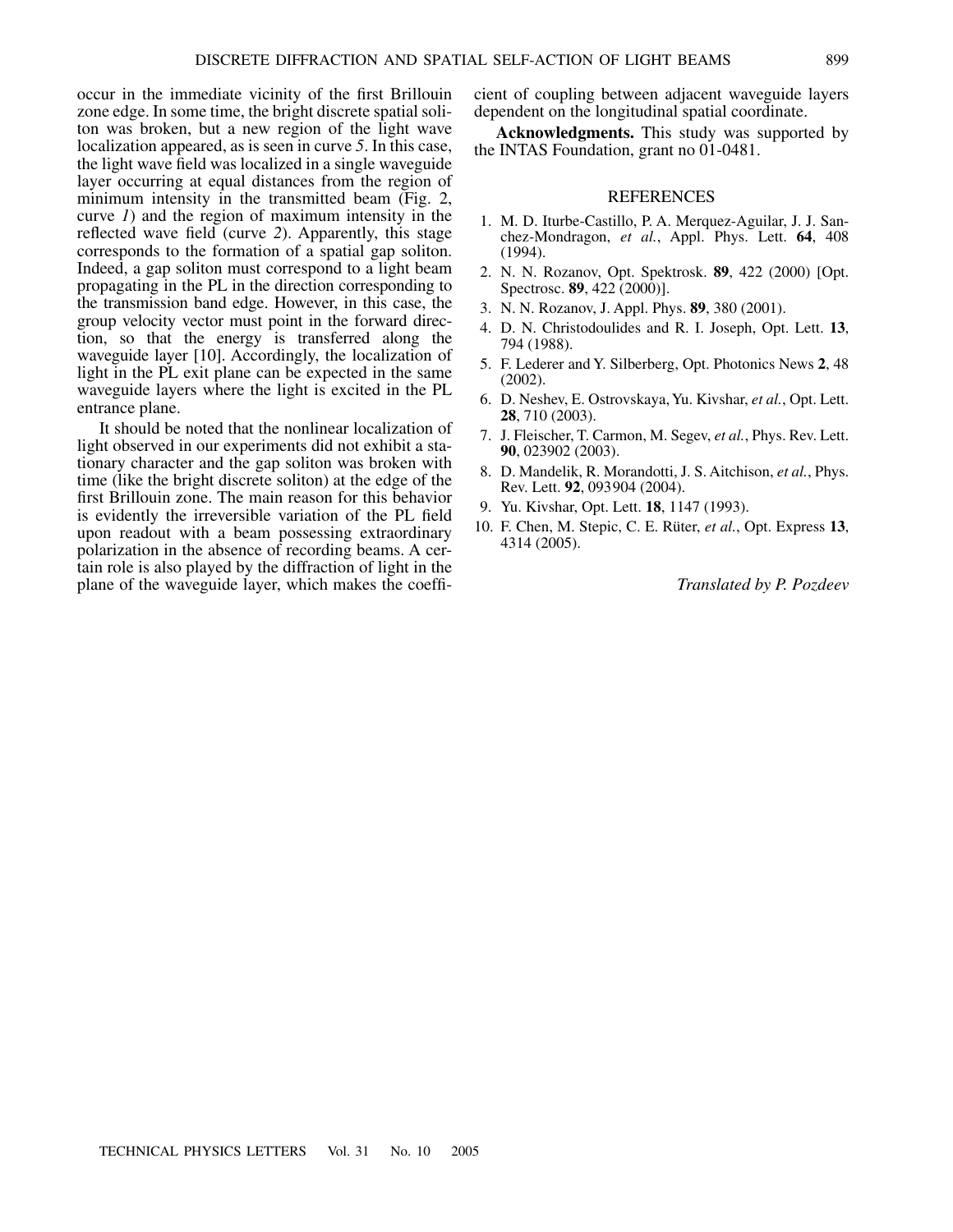occur in the immediate vicinity of the first Brillouin zone edge. In some time, the bright discrete spatial soliton was broken, but a new region of the light wave localization appeared, as is seen in curve *5*. In this case, the light wave field was localized in a single waveguide layer occurring at equal distances from the region of minimum intensity in the transmitted beam (Fig. 2, curve *1*) and the region of maximum intensity in the reflected wave field (curve *2*). Apparently, this stage corresponds to the formation of a spatial gap soliton. Indeed, a gap soliton must correspond to a light beam propagating in the PL in the direction corresponding to the transmission band edge. However, in this case, the group velocity vector must point in the forward direction, so that the energy is transferred along the waveguide layer [10]. Accordingly, the localization of light in the PL exit plane can be expected in the same waveguide layers where the light is excited in the PL entrance plane.

It should be noted that the nonlinear localization of light observed in our experiments did not exhibit a stationary character and the gap soliton was broken with time (like the bright discrete soliton) at the edge of the first Brillouin zone. The main reason for this behavior is evidently the irreversible variation of the PL field upon readout with a beam possessing extraordinary polarization in the absence of recording beams. A certain role is also played by the diffraction of light in the plane of the waveguide layer, which makes the coefficient of coupling between adjacent waveguide layers dependent on the longitudinal spatial coordinate.

**Acknowledgments.** This study was supported by the INTAS Foundation, grant no 01-0481.

## REFERENCES

1. M. D. Iturbe-Castillo, P. A. Merquez-Aguilar, J. J. Sanchez-Mondragon, *et al.*, Appl. Phys. Lett. **64**, 408 (1994).
2. N. N. Rozanov, Opt. Spektrosk. **89**, 422 (2000) [Opt. Spectrosc. **89**, 422 (2000)].
3. N. N. Rozanov, J. Appl. Phys. **89**, 380 (2001).
4. D. N. Christodoulides and R. I. Joseph, Opt. Lett. **13**, 794 (1988).
5. F. Lederer and Y. Silberberg, Opt. Photonics News **2**, 48 (2002).
6. D. Neshev, E. Ostrovskaya, Yu. Kivshar, *et al.*, Opt. Lett. **28**, 710 (2003).
7. J. Fleischer, T. Carmon, M. Segev, *et al.*, Phys. Rev. Lett. **90**, 023902 (2003).
8. D. Mandelik, R. Morandotti, J. S. Aitchison, *et al.*, Phys. Rev. Lett. **92**, 093904 (2004).
9. Yu. Kivshar, Opt. Lett. **18**, 1147 (1993).
10. F. Chen, M. Stepic, C. E. Rüter, *et al.*, Opt. Express **13**, 4314 (2005).

*Translated by P. Pozdeev*